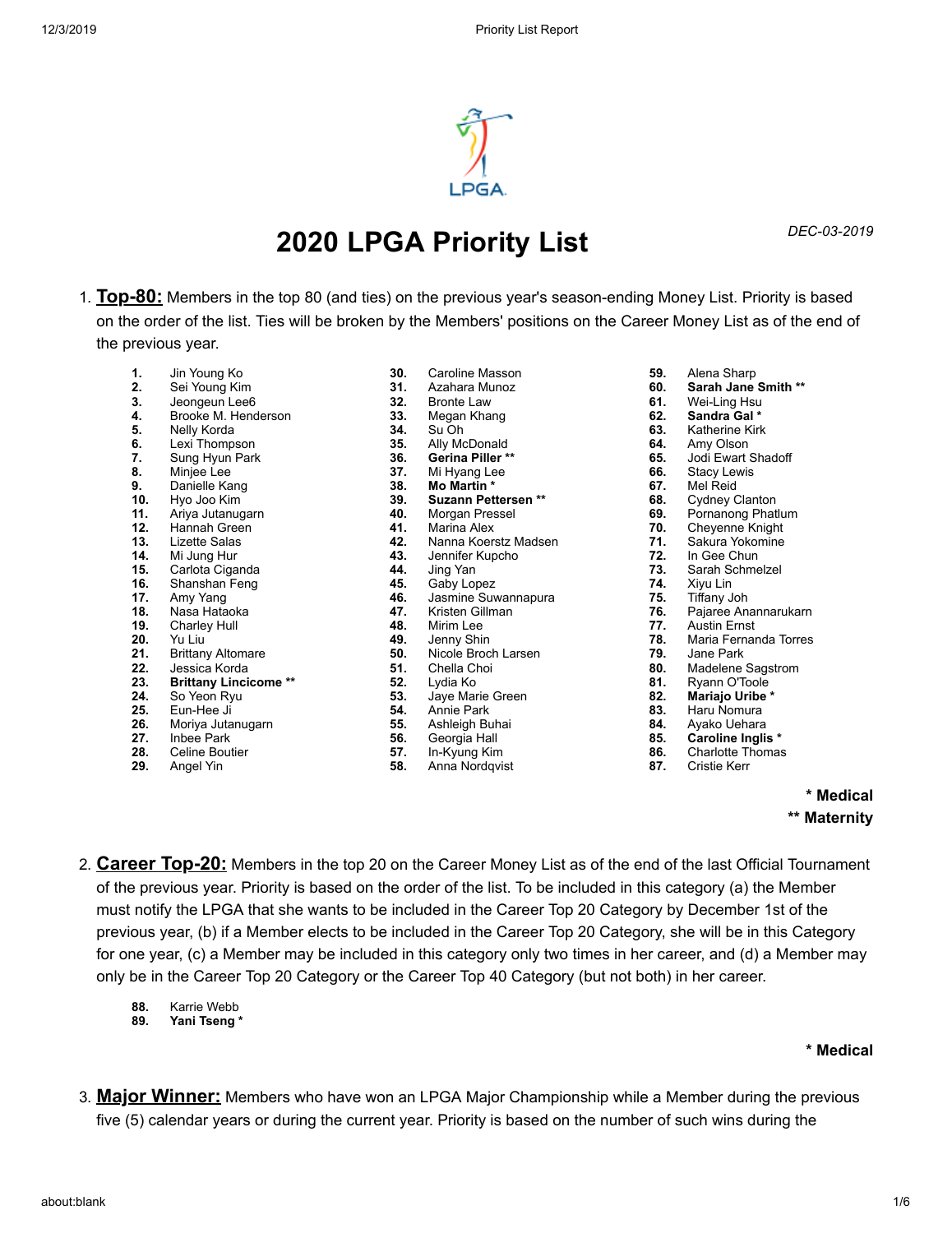# 2020 LPGA Priority List

*DEC-03-2019*

1. **Top-80:** Members in the top 80 (and ties) on the previous year's season-ending Money List. Priority is based on the order of the list. Ties will be broken by the Members' positions on the Career Money List as of the end of the previous year.

   1. Jin Young Ko
   2. Sei Young Kim
   3. Jeongeun Lee6
   4. Brooke M. Henderson
   5. Nelly Korda
   6. Lexi Thompson
   7. Sung Hyun Park
   8. Minjee Lee
   9. Danielle Kang
   10. Hyo Joo Kim
   11. Ariya Jutanugarn
   12. Hannah Green
   13. Lizette Salas
   14. Mi Jung Hur
   15. Carlota Ciganda
   16. Shanshan Feng
   17. Amy Yang
   18. Nasa Hataoka
   19. Charley Hull
   20. Yu Liu
   21. Brittany Altomare
   22. Jessica Korda
   23. **Brittany Lincicome \*\***
   24. So Yeon Ryu
   25. Eun-Hee Ji
   26. Moriya Jutanugarn
   27. Inbee Park
   28. Celine Boutier
   29. Angel Yin
   30. Caroline Masson
   31. Azahara Munoz
   32. Bronte Law
   33. Megan Khang
   34. Su Oh
   35. Ally McDonald
   36. **Gerina Piller \*\***
   37. Mi Hyang Lee
   38. **Mo Martin \***
   39. **Suzann Pettersen \*\***
   40. Morgan Pressel
   41. Marina Alex
   42. Nanna Koerstz Madsen
   43. Jennifer Kupcho
   44. Jing Yan
   45. Gaby Lopez
   46. Jasmine Suwannapura
   47. Kristen Gillman
   48. Mirim Lee
   49. Jenny Shin
   50. Nicole Broch Larsen
   51. Chella Choi
   52. Lydia Ko
   53. Jaye Marie Green
   54. Annie Park
   55. Ashleigh Buhai
   56. Georgia Hall
   57. In-Kyung Kim
   58. Anna Nordqvist
   59. Alena Sharp
   60. **Sarah Jane Smith \*\***
   61. Wei-Ling Hsu
   62. **Sandra Gal \***
   63. Katherine Kirk
   64. Amy Olson
   65. Jodi Ewart Shadoff
   66. Stacy Lewis
   67. Mel Reid
   68. Cydney Clanton
   69. Pornanong Phatlum
   70. Cheyenne Knight
   71. Sakura Yokomine
   72. In Gee Chun
   73. Sarah Schmelzel
   74. Xiyu Lin
   75. Tiffany Joh
   76. Pajaree Anannarukarn
   77. Austin Ernst
   78. Maria Fernanda Torres
   79. Jane Park
   80. Madelene Sagstrom
   81. Ryann O'Toole
   82. **Mariajo Uribe \***
   83. Haru Nomura
   84. Ayako Uehara
   85. **Caroline Inglis \***
   86. Charlotte Thomas
   87. Cristie Kerr

   **\* Medical**
   **\*\* Maternity**

2. **Career Top-20:** Members in the top 20 on the Career Money List as of the end of the last Official Tournament of the previous year. Priority is based on the order of the list. To be included in this category (a) the Member must notify the LPGA that she wants to be included in the Career Top 20 Category by December 1st of the previous year, (b) if a Member elects to be included in the Career Top 20 Category, she will be in this Category for one year, (c) a Member may be included in this category only two times in her career, and (d) a Member may only be in the Career Top 20 Category or the Career Top 40 Category (but not both) in her career.

   88. Karrie Webb
   89. **Yani Tseng \***

   **\* Medical**

3. **Major Winner:** Members who have won an LPGA Major Championship while a Member during the previous five (5) calendar years or during the current year. Priority is based on the number of such wins during the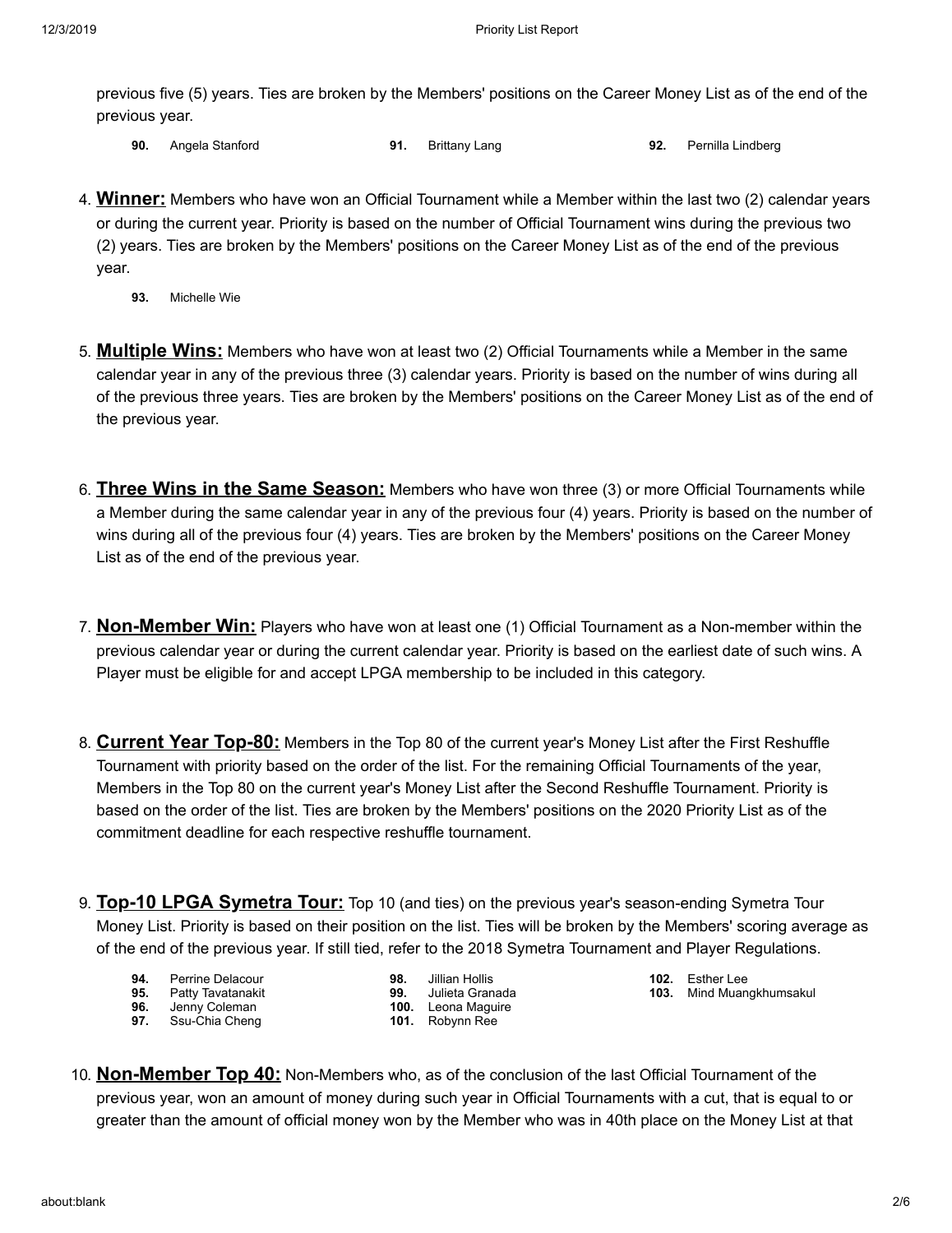previous five (5) years. Ties are broken by the Members' positions on the Career Money List as of the end of the previous year.

**90.** Angela Stanford
**91.** Brittany Lang
**92.** Pernilla Lindberg

4. **Winner:** Members who have won an Official Tournament while a Member within the last two (2) calendar years or during the current year. Priority is based on the number of Official Tournament wins during the previous two (2) years. Ties are broken by the Members' positions on the Career Money List as of the end of the previous year.

**93.** Michelle Wie

5. **Multiple Wins:** Members who have won at least two (2) Official Tournaments while a Member in the same calendar year in any of the previous three (3) calendar years. Priority is based on the number of wins during all of the previous three years. Ties are broken by the Members' positions on the Career Money List as of the end of the previous year.

6. **Three Wins in the Same Season:** Members who have won three (3) or more Official Tournaments while a Member during the same calendar year in any of the previous four (4) years. Priority is based on the number of wins during all of the previous four (4) years. Ties are broken by the Members' positions on the Career Money List as of the end of the previous year.

7. **Non-Member Win:** Players who have won at least one (1) Official Tournament as a Non-member within the previous calendar year or during the current calendar year. Priority is based on the earliest date of such wins. A Player must be eligible for and accept LPGA membership to be included in this category.

8. **Current Year Top-80:** Members in the Top 80 of the current year's Money List after the First Reshuffle Tournament with priority based on the order of the list. For the remaining Official Tournaments of the year, Members in the Top 80 on the current year's Money List after the Second Reshuffle Tournament. Priority is based on the order of the list. Ties are broken by the Members' positions on the 2020 Priority List as of the commitment deadline for each respective reshuffle tournament.

9. **Top-10 LPGA Symetra Tour:** Top 10 (and ties) on the previous year's season-ending Symetra Tour Money List. Priority is based on their position on the list. Ties will be broken by the Members' scoring average as of the end of the previous year. If still tied, refer to the 2018 Symetra Tournament and Player Regulations.

**94.** Perrine Delacour
**95.** Patty Tavatanakit
**96.** Jenny Coleman
**97.** Ssu-Chia Cheng
**98.** Jillian Hollis
**99.** Julieta Granada
**100.** Leona Maguire
**101.** Robynn Ree
**102.** Esther Lee
**103.** Mind Muangkhumsakul

10. **Non-Member Top 40:** Non-Members who, as of the conclusion of the last Official Tournament of the previous year, won an amount of money during such year in Official Tournaments with a cut, that is equal to or greater than the amount of official money won by the Member who was in 40th place on the Money List at that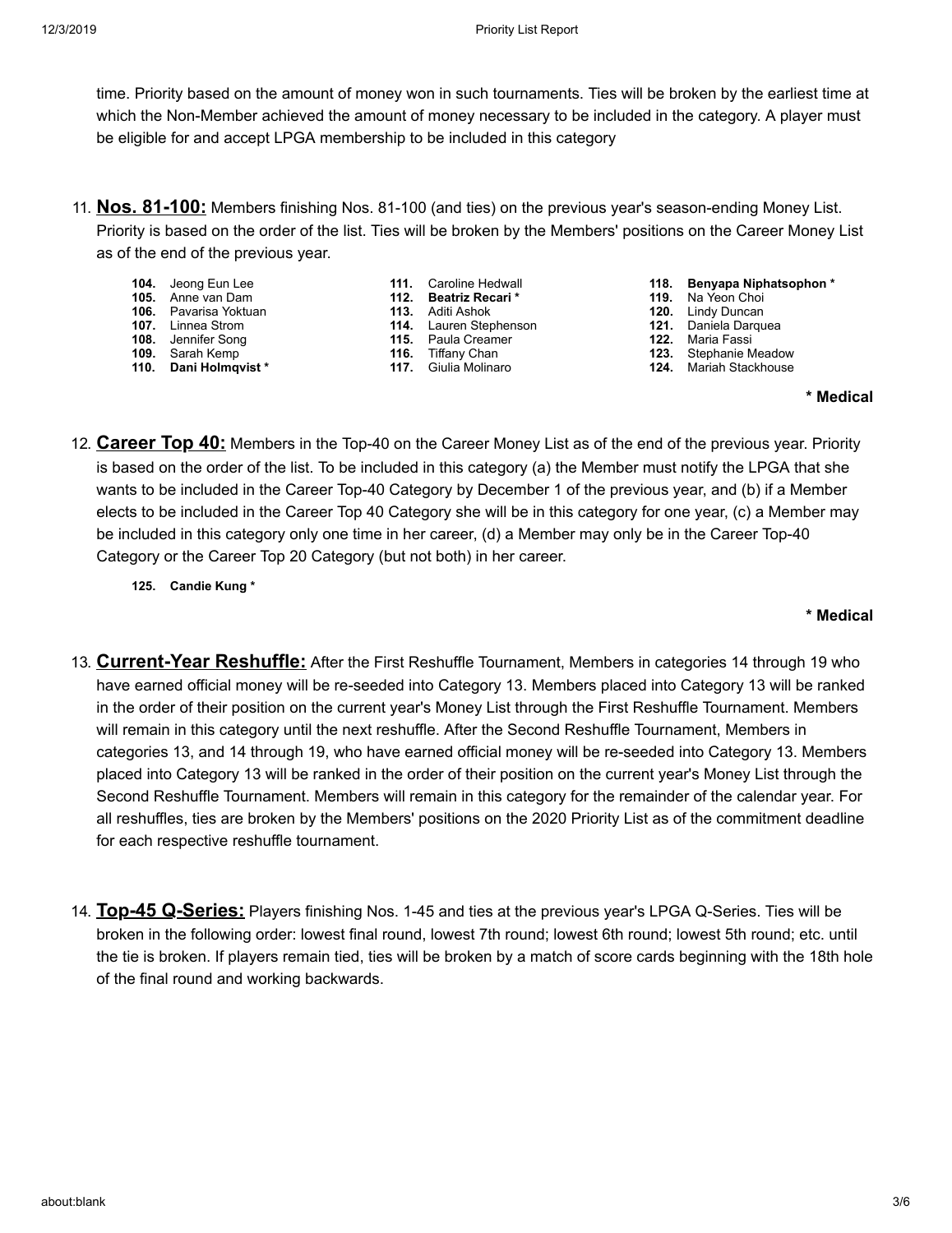time. Priority based on the amount of money won in such tournaments. Ties will be broken by the earliest time at which the Non-Member achieved the amount of money necessary to be included in the category. A player must be eligible for and accept LPGA membership to be included in this category

11. **Nos. 81-100:** Members finishing Nos. 81-100 (and ties) on the previous year's season-ending Money List. Priority is based on the order of the list. Ties will be broken by the Members' positions on the Career Money List as of the end of the previous year.

- **104.** Jeong Eun Lee
- **105.** Anne van Dam
- **106.** Pavarisa Yoktuan
- **107.** Linnea Strom
- **108.** Jennifer Song
- **109.** Sarah Kemp
- **110.** **Dani Holmqvist** *
- **111.** Caroline Hedwall
- **112.** **Beatriz Recari** *
- **113.** Aditi Ashok
- **114.** Lauren Stephenson
- **115.** Paula Creamer
- **116.** Tiffany Chan
- **117.** Giulia Molinaro
- **118.** **Benyapa Niphatsophon** *
- **119.** Na Yeon Choi
- **120.** Lindy Duncan
- **121.** Daniela Darquea
- **122.** Maria Fassi
- **123.** Stephanie Meadow
- **124.** Mariah Stackhouse

**\* Medical**

12. **Career Top 40:** Members in the Top-40 on the Career Money List as of the end of the previous year. Priority is based on the order of the list. To be included in this category (a) the Member must notify the LPGA that she wants to be included in the Career Top-40 Category by December 1 of the previous year, and (b) if a Member elects to be included in the Career Top 40 Category she will be in this category for one year, (c) a Member may be included in this category only one time in her career, (d) a Member may only be in the Career Top-40 Category or the Career Top 20 Category (but not both) in her career.

- **125. Candie Kung** *

**\* Medical**

13. **Current-Year Reshuffle:** After the First Reshuffle Tournament, Members in categories 14 through 19 who have earned official money will be re-seeded into Category 13. Members placed into Category 13 will be ranked in the order of their position on the current year's Money List through the First Reshuffle Tournament. Members will remain in this category until the next reshuffle. After the Second Reshuffle Tournament, Members in categories 13, and 14 through 19, who have earned official money will be re-seeded into Category 13. Members placed into Category 13 will be ranked in the order of their position on the current year's Money List through the Second Reshuffle Tournament. Members will remain in this category for the remainder of the calendar year. For all reshuffles, ties are broken by the Members' positions on the 2020 Priority List as of the commitment deadline for each respective reshuffle tournament.

14. **Top-45 Q-Series:** Players finishing Nos. 1-45 and ties at the previous year's LPGA Q-Series. Ties will be broken in the following order: lowest final round, lowest 7th round; lowest 6th round; lowest 5th round; etc. until the tie is broken. If players remain tied, ties will be broken by a match of score cards beginning with the 18th hole of the final round and working backwards.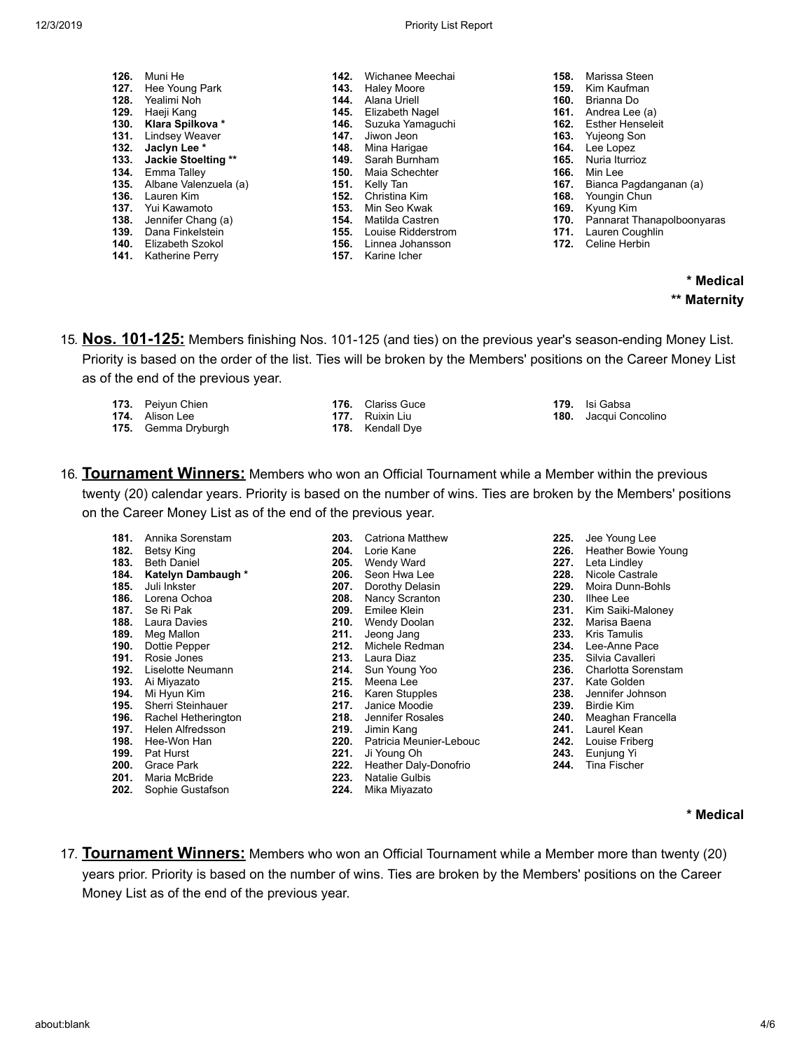126. Muni He
127. Hee Young Park
128. Yealimi Noh
129. Haeji Kang
130. **Klara Spilkova** *
131. Lindsey Weaver
132. **Jaclyn Lee** *
133. **Jackie Stoelting** **
134. Emma Talley
135. Albane Valenzuela (a)
136. Lauren Kim
137. Yui Kawamoto
138. Jennifer Chang (a)
139. Dana Finkelstein
140. Elizabeth Szokol
141. Katherine Perry
142. Wichanee Meechai
143. Haley Moore
144. Alana Uriell
145. Elizabeth Nagel
146. Suzuka Yamaguchi
147. Jiwon Jeon
148. Mina Harigae
149. Sarah Burnham
150. Maia Schechter
151. Kelly Tan
152. Christina Kim
153. Min Seo Kwak
154. Matilda Castren
155. Louise Ridderstrom
156. Linnea Johansson
157. Karine Icher
158. Marissa Steen
159. Kim Kaufman
160. Brianna Do
161. Andrea Lee (a)
162. Esther Henseleit
163. Yujeong Son
164. Lee Lopez
165. Nuria Iturrioz
166. Min Lee
167. Bianca Pagdanganan (a)
168. Youngin Chun
169. Kyung Kim
170. Pannarat Thanapolboonyaras
171. Lauren Coughlin
172. Celine Herbin

**\* Medical**
**\*\* Maternity**

15. **Nos. 101-125:** Members finishing Nos. 101-125 (and ties) on the previous year's season-ending Money List. Priority is based on the order of the list. Ties will be broken by the Members' positions on the Career Money List as of the end of the previous year.

173. Peiyun Chien
174. Alison Lee
175. Gemma Dryburgh
176. Clariss Guce
177. Ruixin Liu
178. Kendall Dye
179. Isi Gabsa
180. Jacqui Concolino

16. **Tournament Winners:** Members who won an Official Tournament while a Member within the previous twenty (20) calendar years. Priority is based on the number of wins. Ties are broken by the Members' positions on the Career Money List as of the end of the previous year.

181. Annika Sorenstam
182. Betsy King
183. Beth Daniel
184. **Katelyn Dambaugh** *
185. Juli Inkster
186. Lorena Ochoa
187. Se Ri Pak
188. Laura Davies
189. Meg Mallon
190. Dottie Pepper
191. Rosie Jones
192. Liselotte Neumann
193. Ai Miyazato
194. Mi Hyun Kim
195. Sherri Steinhauer
196. Rachel Hetherington
197. Helen Alfredsson
198. Hee-Won Han
199. Pat Hurst
200. Grace Park
201. Maria McBride
202. Sophie Gustafson
203. Catriona Matthew
204. Lorie Kane
205. Wendy Ward
206. Seon Hwa Lee
207. Dorothy Delasin
208. Nancy Scranton
209. Emilee Klein
210. Wendy Doolan
211. Jeong Jang
212. Michele Redman
213. Laura Diaz
214. Sun Young Yoo
215. Meena Lee
216. Karen Stupples
217. Janice Moodie
218. Jennifer Rosales
219. Jimin Kang
220. Patricia Meunier-Lebouc
221. Ji Young Oh
222. Heather Daly-Donofrio
223. Natalie Gulbis
224. Mika Miyazato
225. Jee Young Lee
226. Heather Bowie Young
227. Leta Lindley
228. Nicole Castrale
229. Moira Dunn-Bohls
230. Ilhee Lee
231. Kim Saiki-Maloney
232. Marisa Baena
233. Kris Tamulis
234. Lee-Anne Pace
235. Silvia Cavalleri
236. Charlotta Sorenstam
237. Kate Golden
238. Jennifer Johnson
239. Birdie Kim
240. Meaghan Francella
241. Laurel Kean
242. Louise Friberg
243. Eunjung Yi
244. Tina Fischer

**\* Medical**

17. **Tournament Winners:** Members who won an Official Tournament while a Member more than twenty (20) years prior. Priority is based on the number of wins. Ties are broken by the Members' positions on the Career Money List as of the end of the previous year.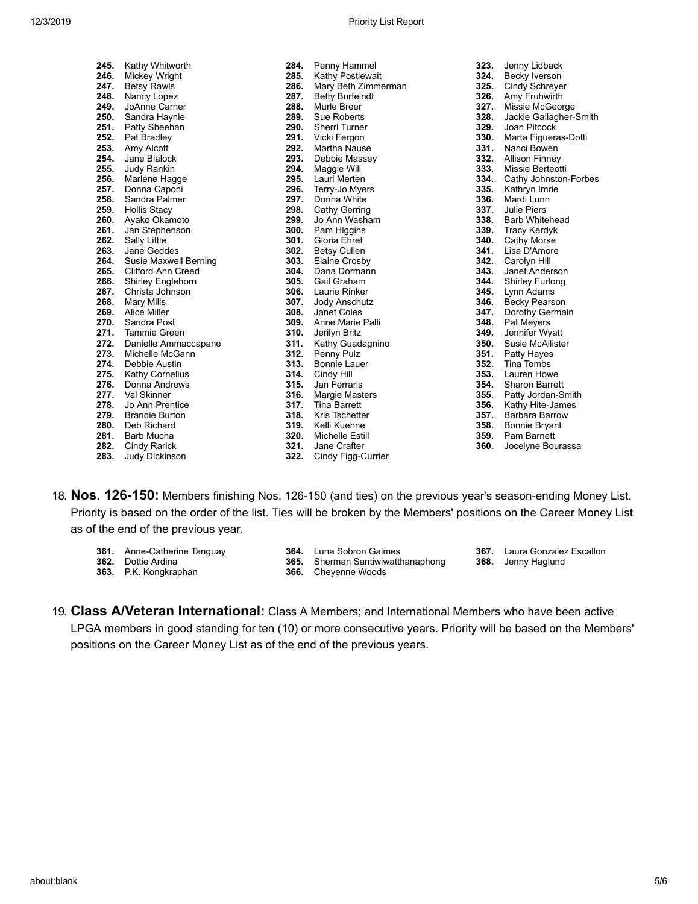245. Kathy Whitworth
246. Mickey Wright
247. Betsy Rawls
248. Nancy Lopez
249. JoAnne Carner
250. Sandra Haynie
251. Patty Sheehan
252. Pat Bradley
253. Amy Alcott
254. Jane Blalock
255. Judy Rankin
256. Marlene Hagge
257. Donna Caponi
258. Sandra Palmer
259. Hollis Stacy
260. Ayako Okamoto
261. Jan Stephenson
262. Sally Little
263. Jane Geddes
264. Susie Maxwell Berning
265. Clifford Ann Creed
266. Shirley Englehorn
267. Christa Johnson
268. Mary Mills
269. Alice Miller
270. Sandra Post
271. Tammie Green
272. Danielle Ammaccapane
273. Michelle McGann
274. Debbie Austin
275. Kathy Cornelius
276. Donna Andrews
277. Val Skinner
278. Jo Ann Prentice
279. Brandie Burton
280. Deb Richard
281. Barb Mucha
282. Cindy Rarick
283. Judy Dickinson
284. Penny Hammel
285. Kathy Postlewait
286. Mary Beth Zimmerman
287. Betty Burfeindt
288. Murle Breer
289. Sue Roberts
290. Sherri Turner
291. Vicki Fergon
292. Martha Nause
293. Debbie Massey
294. Maggie Will
295. Lauri Merten
296. Terry-Jo Myers
297. Donna White
298. Cathy Gerring
299. Jo Ann Washam
300. Pam Higgins
301. Gloria Ehret
302. Betsy Cullen
303. Elaine Crosby
304. Dana Dormann
305. Gail Graham
306. Laurie Rinker
307. Jody Anschutz
308. Janet Coles
309. Anne Marie Palli
310. Jerilyn Britz
311. Kathy Guadagnino
312. Penny Pulz
313. Bonnie Lauer
314. Cindy Hill
315. Jan Ferraris
316. Margie Masters
317. Tina Barrett
318. Kris Tschetter
319. Kelli Kuehne
320. Michelle Estill
321. Jane Crafter
322. Cindy Figg-Currier
323. Jenny Lidback
324. Becky Iverson
325. Cindy Schreyer
326. Amy Fruhwirth
327. Missie McGeorge
328. Jackie Gallagher-Smith
329. Joan Pitcock
330. Marta Figueras-Dotti
331. Nanci Bowen
332. Allison Finney
333. Missie Berteotti
334. Cathy Johnston-Forbes
335. Kathryn Imrie
336. Mardi Lunn
337. Julie Piers
338. Barb Whitehead
339. Tracy Kerdyk
340. Cathy Morse
341. Lisa D'Amore
342. Carolyn Hill
343. Janet Anderson
344. Shirley Furlong
345. Lynn Adams
346. Becky Pearson
347. Dorothy Germain
348. Pat Meyers
349. Jennifer Wyatt
350. Susie McAllister
351. Patty Hayes
352. Tina Tombs
353. Lauren Howe
354. Sharon Barrett
355. Patty Jordan-Smith
356. Kathy Hite-James
357. Barbara Barrow
358. Bonnie Bryant
359. Pam Barnett
360. Jocelyne Bourassa

18. **Nos. 126-150:** Members finishing Nos. 126-150 (and ties) on the previous year's season-ending Money List. Priority is based on the order of the list. Ties will be broken by the Members' positions on the Career Money List as of the end of the previous year.

361. Anne-Catherine Tanguay
362. Dottie Ardina
363. P.K. Kongkraphan
364. Luna Sobron Galmes
365. Sherman Santiwiwatthanaphong
366. Cheyenne Woods
367. Laura Gonzalez Escallon
368. Jenny Haglund

19. **Class A/Veteran International:** Class A Members; and International Members who have been active LPGA members in good standing for ten (10) or more consecutive years. Priority will be based on the Members' positions on the Career Money List as of the end of the previous years.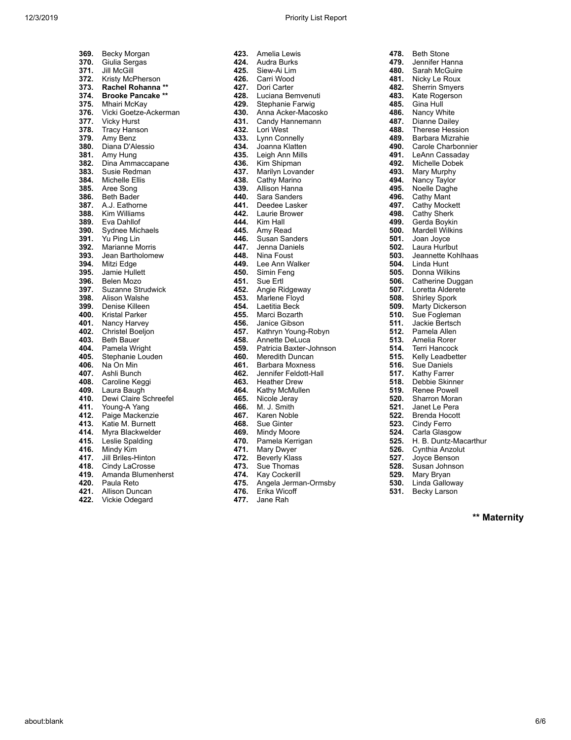**369.** Becky Morgan
**370.** Giulia Sergas
**371.** Jill McGill
**372.** Kristy McPherson
**373.** **Rachel Rohanna \*\***
**374.** **Brooke Pancake \*\***
**375.** Mhairi McKay
**376.** Vicki Goetze-Ackerman
**377.** Vicky Hurst
**378.** Tracy Hanson
**379.** Amy Benz
**380.** Diana D'Alessio
**381.** Amy Hung
**382.** Dina Ammaccapane
**383.** Susie Redman
**384.** Michelle Ellis
**385.** Aree Song
**386.** Beth Bader
**387.** A.J. Eathorne
**388.** Kim Williams
**389.** Eva Dahllof
**390.** Sydnee Michaels
**391.** Yu Ping Lin
**392.** Marianne Morris
**393.** Jean Bartholomew
**394.** Mitzi Edge
**395.** Jamie Hullett
**396.** Belen Mozo
**397.** Suzanne Strudwick
**398.** Alison Walshe
**399.** Denise Killeen
**400.** Kristal Parker
**401.** Nancy Harvey
**402.** Christel Boeljon
**403.** Beth Bauer
**404.** Pamela Wright
**405.** Stephanie Louden
**406.** Na On Min
**407.** Ashli Bunch
**408.** Caroline Keggi
**409.** Laura Baugh
**410.** Dewi Claire Schreefel
**411.** Young-A Yang
**412.** Paige Mackenzie
**413.** Katie M. Burnett
**414.** Myra Blackwelder
**415.** Leslie Spalding
**416.** Mindy Kim
**417.** Jill Briles-Hinton
**418.** Cindy LaCrosse
**419.** Amanda Blumenherst
**420.** Paula Reto
**421.** Allison Duncan
**422.** Vickie Odegard
**423.** Amelia Lewis
**424.** Audra Burks
**425.** Siew-Ai Lim
**426.** Carri Wood
**427.** Dori Carter
**428.** Luciana Bemvenuti
**429.** Stephanie Farwig
**430.** Anna Acker-Macosko
**431.** Candy Hannemann
**432.** Lori West
**433.** Lynn Connelly
**434.** Joanna Klatten
**435.** Leigh Ann Mills
**436.** Kim Shipman
**437.** Marilyn Lovander
**438.** Cathy Marino
**439.** Allison Hanna
**440.** Sara Sanders
**441.** Deedee Lasker
**442.** Laurie Brower
**444.** Kim Hall
**445.** Amy Read
**446.** Susan Sanders
**447.** Jenna Daniels
**448.** Nina Foust
**449.** Lee Ann Walker
**450.** Simin Feng
**451.** Sue Ertl
**452.** Angie Ridgeway
**453.** Marlene Floyd
**454.** Laetitia Beck
**455.** Marci Bozarth
**456.** Janice Gibson
**457.** Kathryn Young-Robyn
**458.** Annette DeLuca
**459.** Patricia Baxter-Johnson
**460.** Meredith Duncan
**461.** Barbara Moxness
**462.** Jennifer Feldott-Hall
**463.** Heather Drew
**464.** Kathy McMullen
**465.** Nicole Jeray
**466.** M. J. Smith
**467.** Karen Noble
**468.** Sue Ginter
**469.** Mindy Moore
**470.** Pamela Kerrigan
**471.** Mary Dwyer
**472.** Beverly Klass
**473.** Sue Thomas
**474.** Kay Cockerill
**475.** Angela Jerman-Ormsby
**476.** Erika Wicoff
**477.** Jane Rah
**478.** Beth Stone
**479.** Jennifer Hanna
**480.** Sarah McGuire
**481.** Nicky Le Roux
**482.** Sherrin Smyers
**483.** Kate Rogerson
**485.** Gina Hull
**486.** Nancy White
**487.** Dianne Dailey
**488.** Therese Hession
**489.** Barbara Mizrahie
**490.** Carole Charbonnier
**491.** LeAnn Cassaday
**492.** Michelle Dobek
**493.** Mary Murphy
**494.** Nancy Taylor
**495.** Noelle Daghe
**496.** Cathy Mant
**497.** Cathy Mockett
**498.** Cathy Sherk
**499.** Gerda Boykin
**500.** Mardell Wilkins
**501.** Joan Joyce
**502.** Laura Hurlbut
**503.** Jeannette Kohlhaas
**504.** Linda Hunt
**505.** Donna Wilkins
**506.** Catherine Duggan
**507.** Loretta Alderete
**508.** Shirley Spork
**509.** Marty Dickerson
**510.** Sue Fogleman
**511.** Jackie Bertsch
**512.** Pamela Allen
**513.** Amelia Rorer
**514.** Terri Hancock
**515.** Kelly Leadbetter
**516.** Sue Daniels
**517.** Kathy Farrer
**518.** Debbie Skinner
**519.** Renee Powell
**520.** Sharron Moran
**521.** Janet Le Pera
**522.** Brenda Hocott
**523.** Cindy Ferro
**524.** Carla Glasgow
**525.** H. B. Duntz-Macarthur
**526.** Cynthia Anzolut
**527.** Joyce Benson
**528.** Susan Johnson
**529.** Mary Bryan
**530.** Linda Galloway
**531.** Becky Larson

**\*\* Maternity**